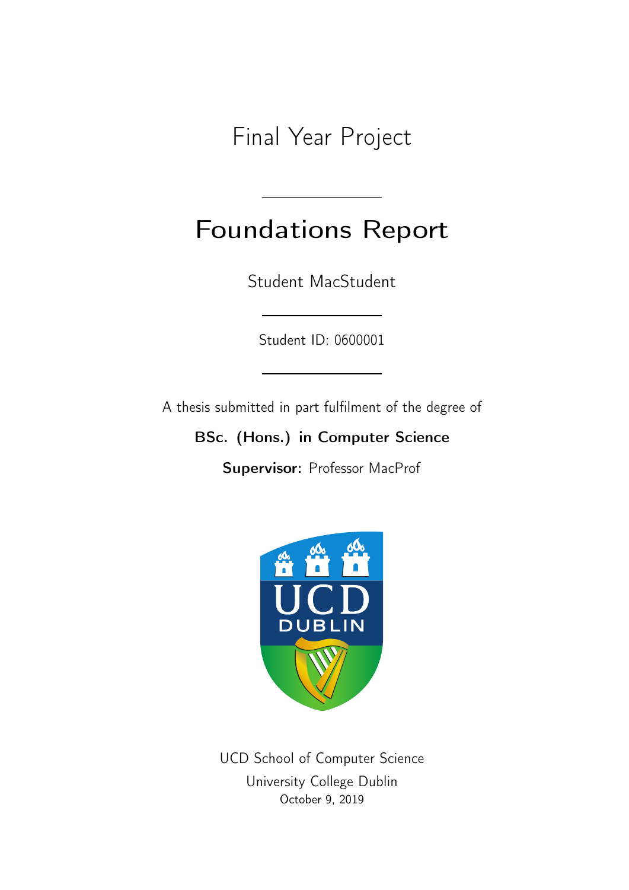Final Year Project

# Foundations Report

Student MacStudent

Student ID: 0600001

A thesis submitted in part fulfilment of the degree of

**BSc. (Hons.) in Computer Science**

**Supervisor:** Professor MacProf

UCD School of Computer Science

University College Dublin

October 9, 2019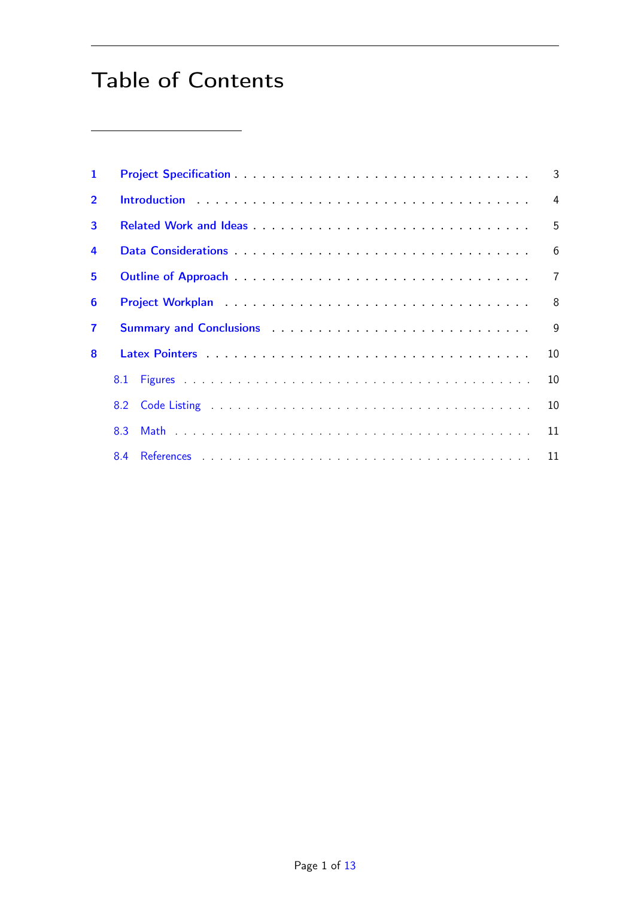# Table of Contents

| | | |
|---|---|---|
| 1 | Project Specification | 3 |
| 2 | Introduction | 4 |
| 3 | Related Work and Ideas | 5 |
| 4 | Data Considerations | 6 |
| 5 | Outline of Approach | 7 |
| 6 | Project Workplan | 8 |
| 7 | Summary and Conclusions | 9 |
| 8 | Latex Pointers | 10 |
| 8.1 | Figures | 10 |
| 8.2 | Code Listing | 10 |
| 8.3 | Math | 11 |
| 8.4 | References | 11 |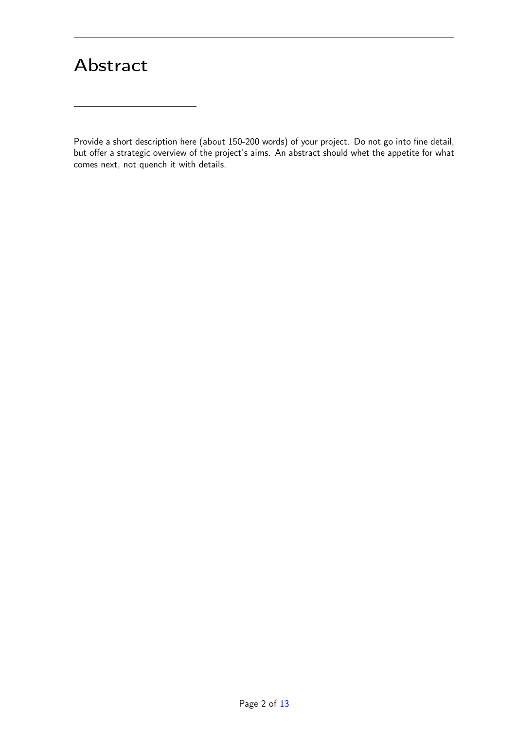# Abstract

Provide a short description here (about 150-200 words) of your project. Do not go into fine detail, but offer a strategic overview of the project's aims. An abstract should whet the appetite for what comes next, not quench it with details.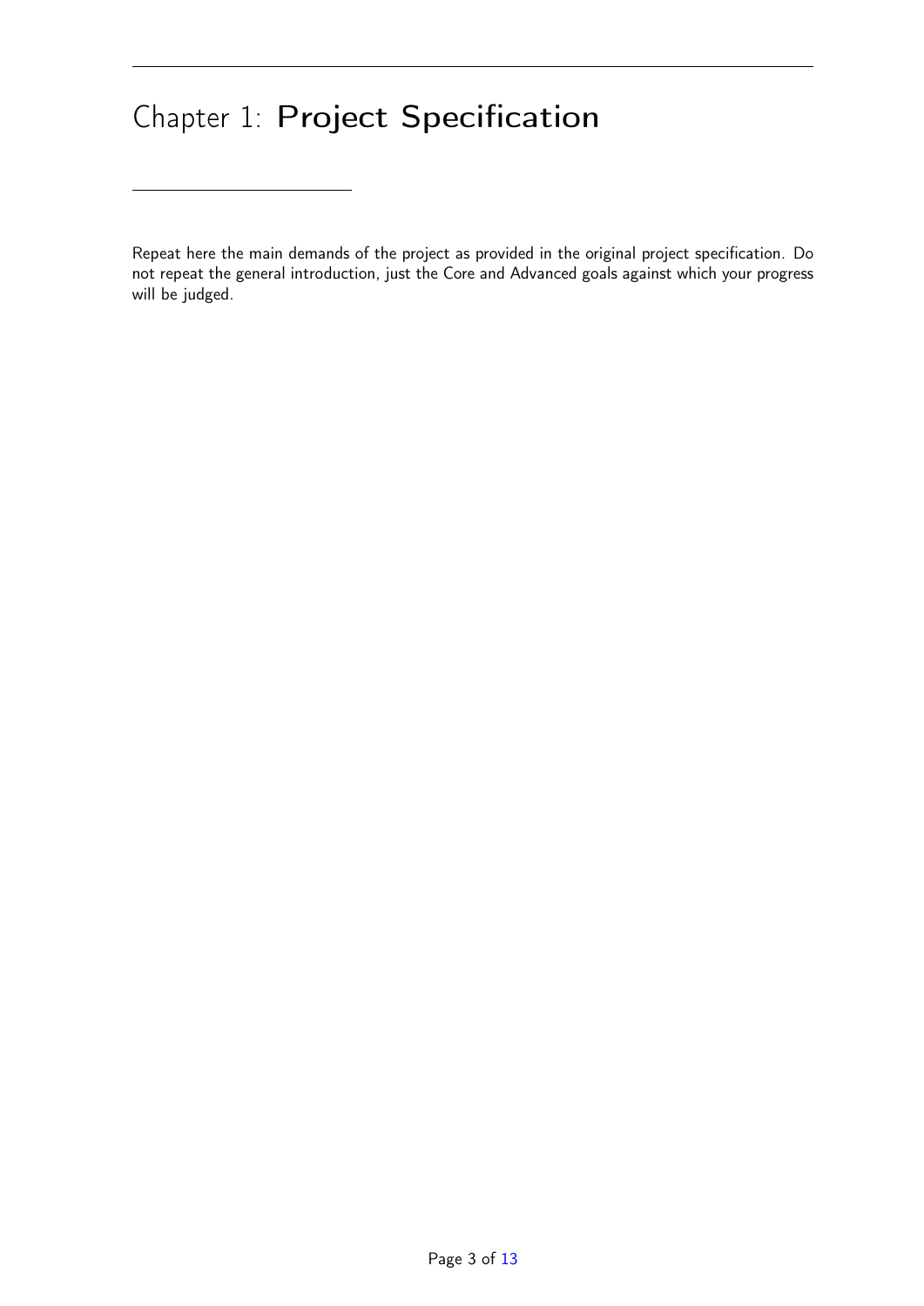# Chapter 1: Project Specification

Repeat here the main demands of the project as provided in the original project specification. Do not repeat the general introduction, just the Core and Advanced goals against which your progress will be judged.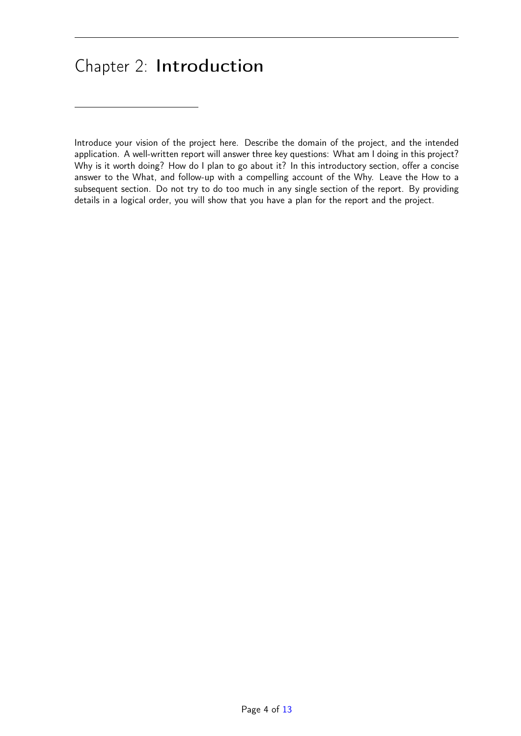# Chapter 2: Introduction

Introduce your vision of the project here. Describe the domain of the project, and the intended application. A well-written report will answer three key questions: What am I doing in this project? Why is it worth doing? How do I plan to go about it? In this introductory section, offer a concise answer to the What, and follow-up with a compelling account of the Why. Leave the How to a subsequent section. Do not try to do too much in any single section of the report. By providing details in a logical order, you will show that you have a plan for the report and the project.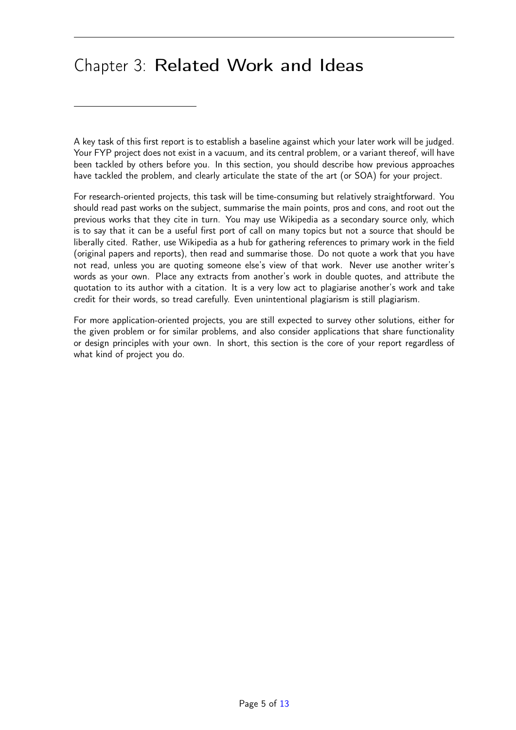# Chapter 3: Related Work and Ideas

A key task of this first report is to establish a baseline against which your later work will be judged. Your FYP project does not exist in a vacuum, and its central problem, or a variant thereof, will have been tackled by others before you. In this section, you should describe how previous approaches have tackled the problem, and clearly articulate the state of the art (or SOA) for your project.

For research-oriented projects, this task will be time-consuming but relatively straightforward. You should read past works on the subject, summarise the main points, pros and cons, and root out the previous works that they cite in turn. You may use Wikipedia as a secondary source only, which is to say that it can be a useful first port of call on many topics but not a source that should be liberally cited. Rather, use Wikipedia as a hub for gathering references to primary work in the field (original papers and reports), then read and summarise those. Do not quote a work that you have not read, unless you are quoting someone else's view of that work. Never use another writer's words as your own. Place any extracts from another's work in double quotes, and attribute the quotation to its author with a citation. It is a very low act to plagiarise another's work and take credit for their words, so tread carefully. Even unintentional plagiarism is still plagiarism.

For more application-oriented projects, you are still expected to survey other solutions, either for the given problem or for similar problems, and also consider applications that share functionality or design principles with your own. In short, this section is the core of your report regardless of what kind of project you do.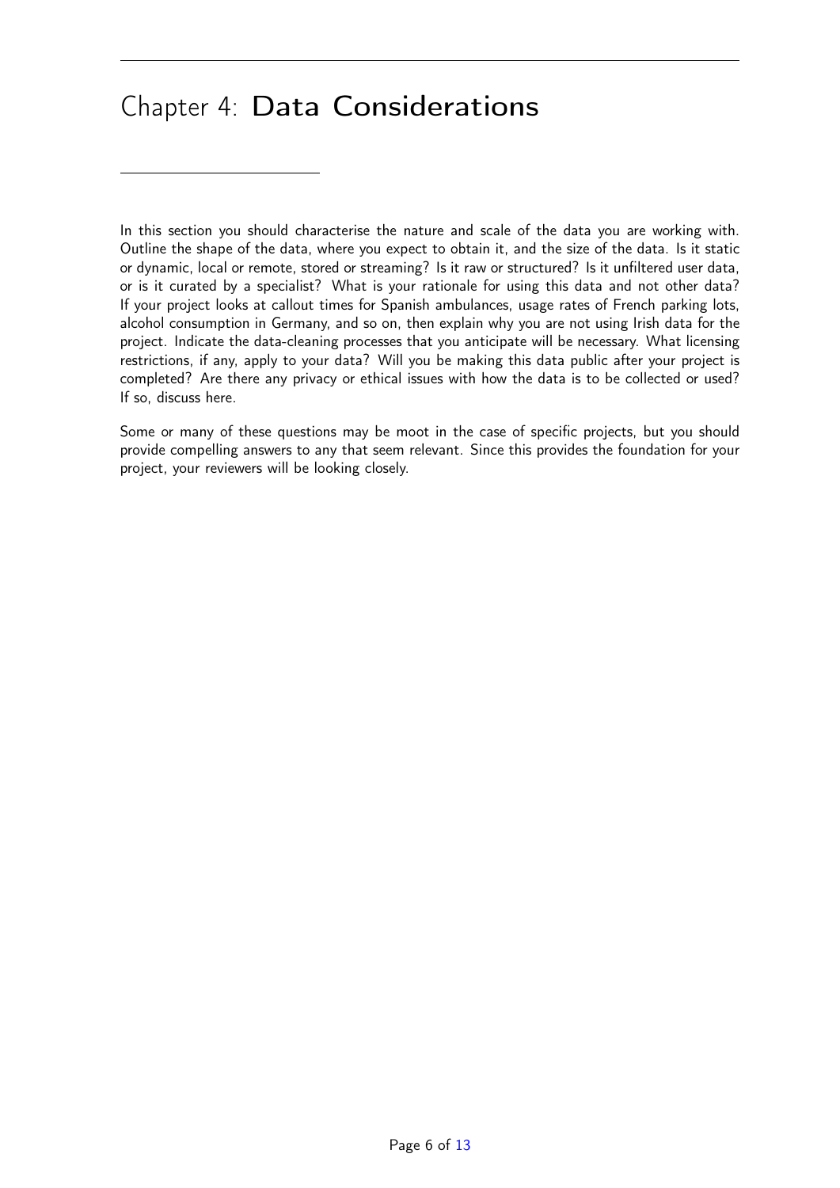# Chapter 4: Data Considerations

In this section you should characterise the nature and scale of the data you are working with. Outline the shape of the data, where you expect to obtain it, and the size of the data. Is it static or dynamic, local or remote, stored or streaming? Is it raw or structured? Is it unfiltered user data, or is it curated by a specialist? What is your rationale for using this data and not other data? If your project looks at callout times for Spanish ambulances, usage rates of French parking lots, alcohol consumption in Germany, and so on, then explain why you are not using Irish data for the project. Indicate the data-cleaning processes that you anticipate will be necessary. What licensing restrictions, if any, apply to your data? Will you be making this data public after your project is completed? Are there any privacy or ethical issues with how the data is to be collected or used? If so, discuss here.

Some or many of these questions may be moot in the case of specific projects, but you should provide compelling answers to any that seem relevant. Since this provides the foundation for your project, your reviewers will be looking closely.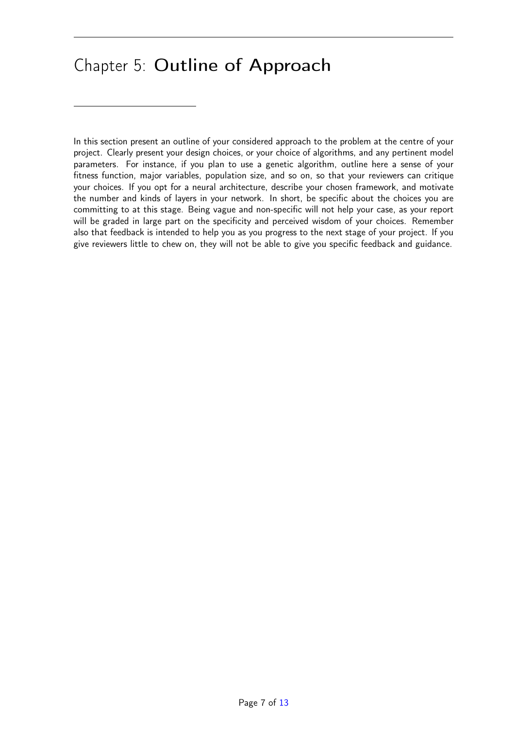# Chapter 5: Outline of Approach

In this section present an outline of your considered approach to the problem at the centre of your project. Clearly present your design choices, or your choice of algorithms, and any pertinent model parameters. For instance, if you plan to use a genetic algorithm, outline here a sense of your fitness function, major variables, population size, and so on, so that your reviewers can critique your choices. If you opt for a neural architecture, describe your chosen framework, and motivate the number and kinds of layers in your network. In short, be specific about the choices you are committing to at this stage. Being vague and non-specific will not help your case, as your report will be graded in large part on the specificity and perceived wisdom of your choices. Remember also that feedback is intended to help you as you progress to the next stage of your project. If you give reviewers little to chew on, they will not be able to give you specific feedback and guidance.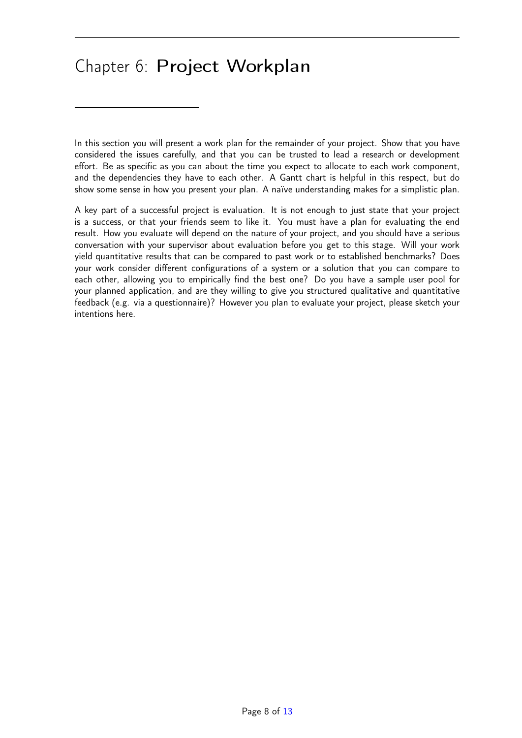# Chapter 6: Project Workplan

In this section you will present a work plan for the remainder of your project. Show that you have considered the issues carefully, and that you can be trusted to lead a research or development effort. Be as specific as you can about the time you expect to allocate to each work component, and the dependencies they have to each other. A Gantt chart is helpful in this respect, but do show some sense in how you present your plan. A naïve understanding makes for a simplistic plan.

A key part of a successful project is evaluation. It is not enough to just state that your project is a success, or that your friends seem to like it. You must have a plan for evaluating the end result. How you evaluate will depend on the nature of your project, and you should have a serious conversation with your supervisor about evaluation before you get to this stage. Will your work yield quantitative results that can be compared to past work or to established benchmarks? Does your work consider different configurations of a system or a solution that you can compare to each other, allowing you to empirically find the best one? Do you have a sample user pool for your planned application, and are they willing to give you structured qualitative and quantitative feedback (e.g. via a questionnaire)? However you plan to evaluate your project, please sketch your intentions here.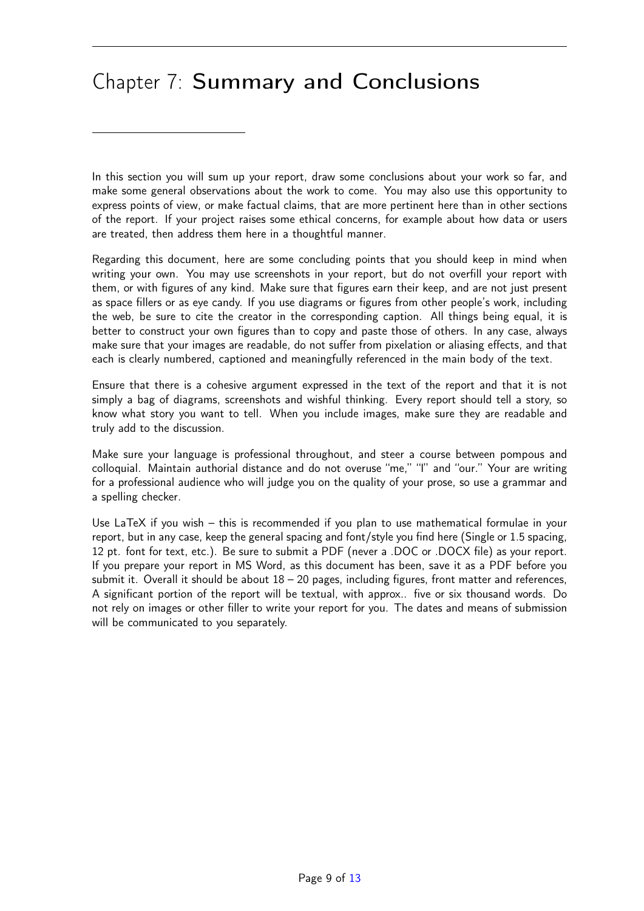# Chapter 7: **Summary and Conclusions**

In this section you will sum up your report, draw some conclusions about your work so far, and make some general observations about the work to come. You may also use this opportunity to express points of view, or make factual claims, that are more pertinent here than in other sections of the report. If your project raises some ethical concerns, for example about how data or users are treated, then address them here in a thoughtful manner.

Regarding this document, here are some concluding points that you should keep in mind when writing your own. You may use screenshots in your report, but do not overfill your report with them, or with figures of any kind. Make sure that figures earn their keep, and are not just present as space fillers or as eye candy. If you use diagrams or figures from other people's work, including the web, be sure to cite the creator in the corresponding caption. All things being equal, it is better to construct your own figures than to copy and paste those of others. In any case, always make sure that your images are readable, do not suffer from pixelation or aliasing effects, and that each is clearly numbered, captioned and meaningfully referenced in the main body of the text.

Ensure that there is a cohesive argument expressed in the text of the report and that it is not simply a bag of diagrams, screenshots and wishful thinking. Every report should tell a story, so know what story you want to tell. When you include images, make sure they are readable and truly add to the discussion.

Make sure your language is professional throughout, and steer a course between pompous and colloquial. Maintain authorial distance and do not overuse "me," "I" and "our." Your are writing for a professional audience who will judge you on the quality of your prose, so use a grammar and a spelling checker.

Use LaTeX if you wish – this is recommended if you plan to use mathematical formulae in your report, but in any case, keep the general spacing and font/style you find here (Single or 1.5 spacing, 12 pt. font for text, etc.). Be sure to submit a PDF (never a .DOC or .DOCX file) as your report. If you prepare your report in MS Word, as this document has been, save it as a PDF before you submit it. Overall it should be about 18 – 20 pages, including figures, front matter and references, A significant portion of the report will be textual, with approx.. five or six thousand words. Do not rely on images or other filler to write your report for you. The dates and means of submission will be communicated to you separately.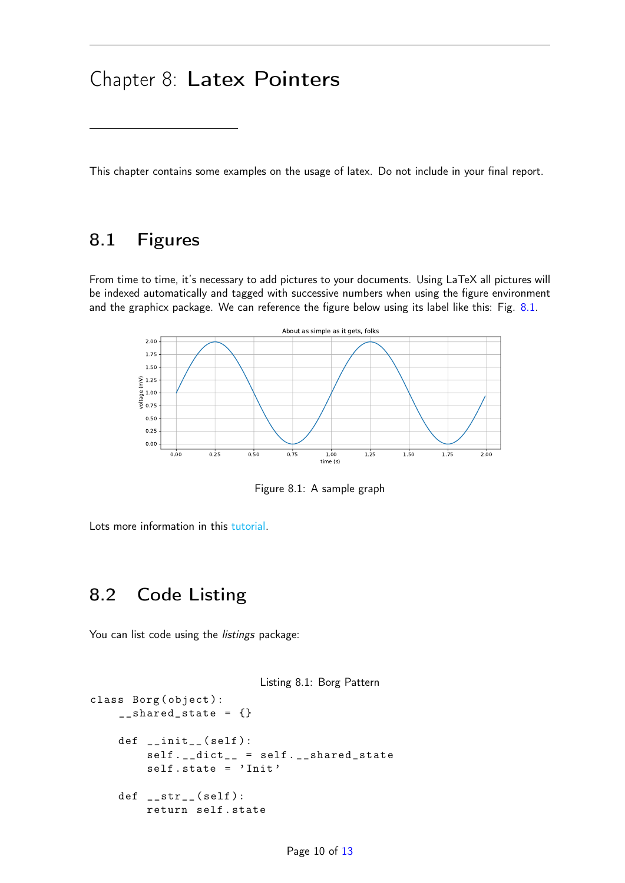# Chapter 8: Latex Pointers

This chapter contains some examples on the usage of latex. Do not include in your final report.

## 8.1 Figures

From time to time, it's necessary to add pictures to your documents. Using LaTeX all pictures will be indexed automatically and tagged with successive numbers when using the figure environment and the graphicx package. We can reference the figure below using its label like this: Fig. 8.1.

Figure 8.1: A sample graph

Lots more information in this tutorial.

## 8.2 Code Listing

You can list code using the *listings* package:

Listing 8.1: Borg Pattern

```
class Borg(object):
    __shared_state = {}

    def __init__(self):
        self.__dict__ = self.__shared_state
        self.state = 'Init'

    def __str__(self):
        return self.state
```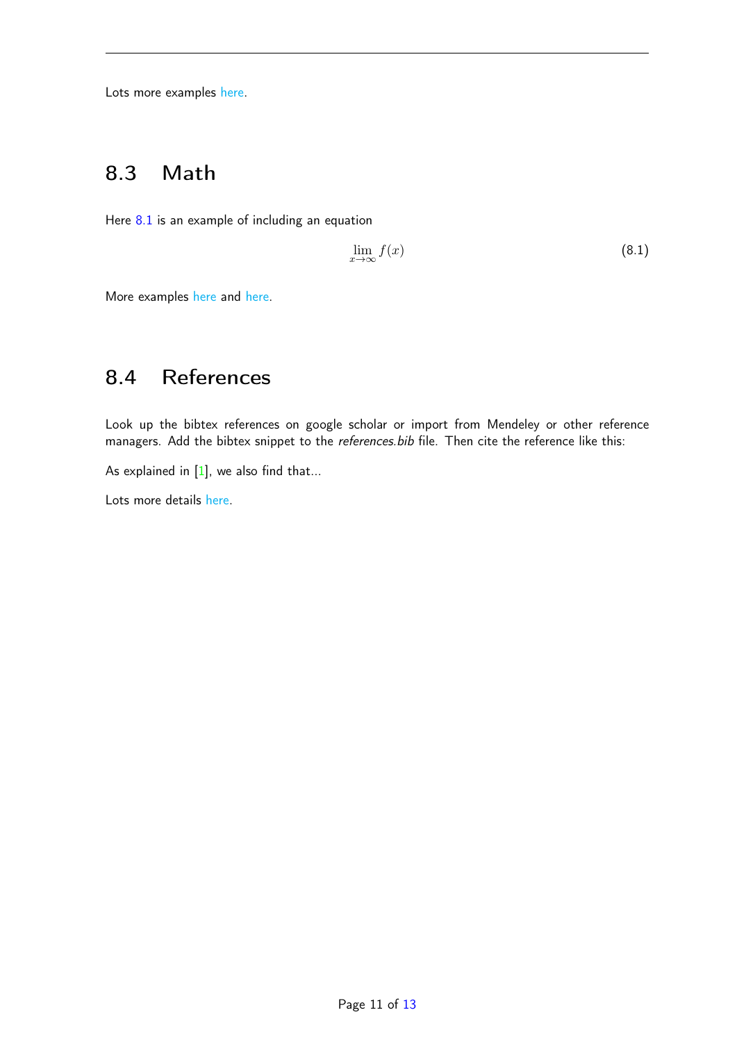Lots more examples here.

## 8.3 Math

Here 8.1 is an example of including an equation

$$\lim_{x \to \infty} f(x) \tag{8.1}$$

More examples here and here.

## 8.4 References

Look up the bibtex references on google scholar or import from Mendeley or other reference managers. Add the bibtex snippet to the *references.bib* file. Then cite the reference like this:

As explained in [1], we also find that...

Lots more details here.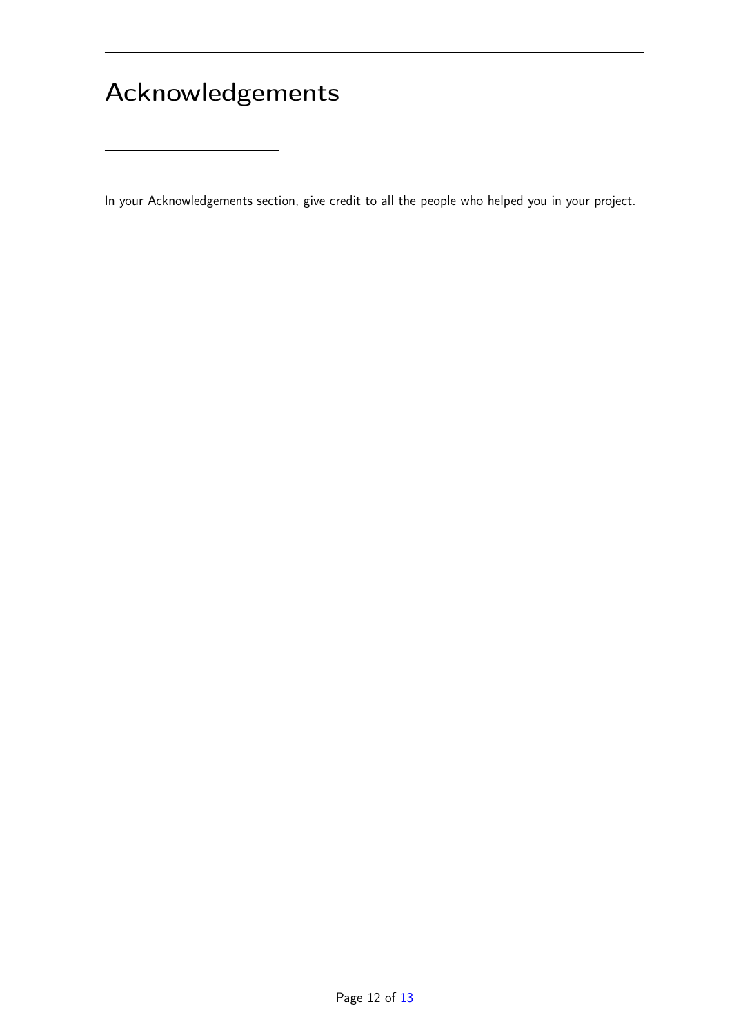# Acknowledgements

In your Acknowledgements section, give credit to all the people who helped you in your project.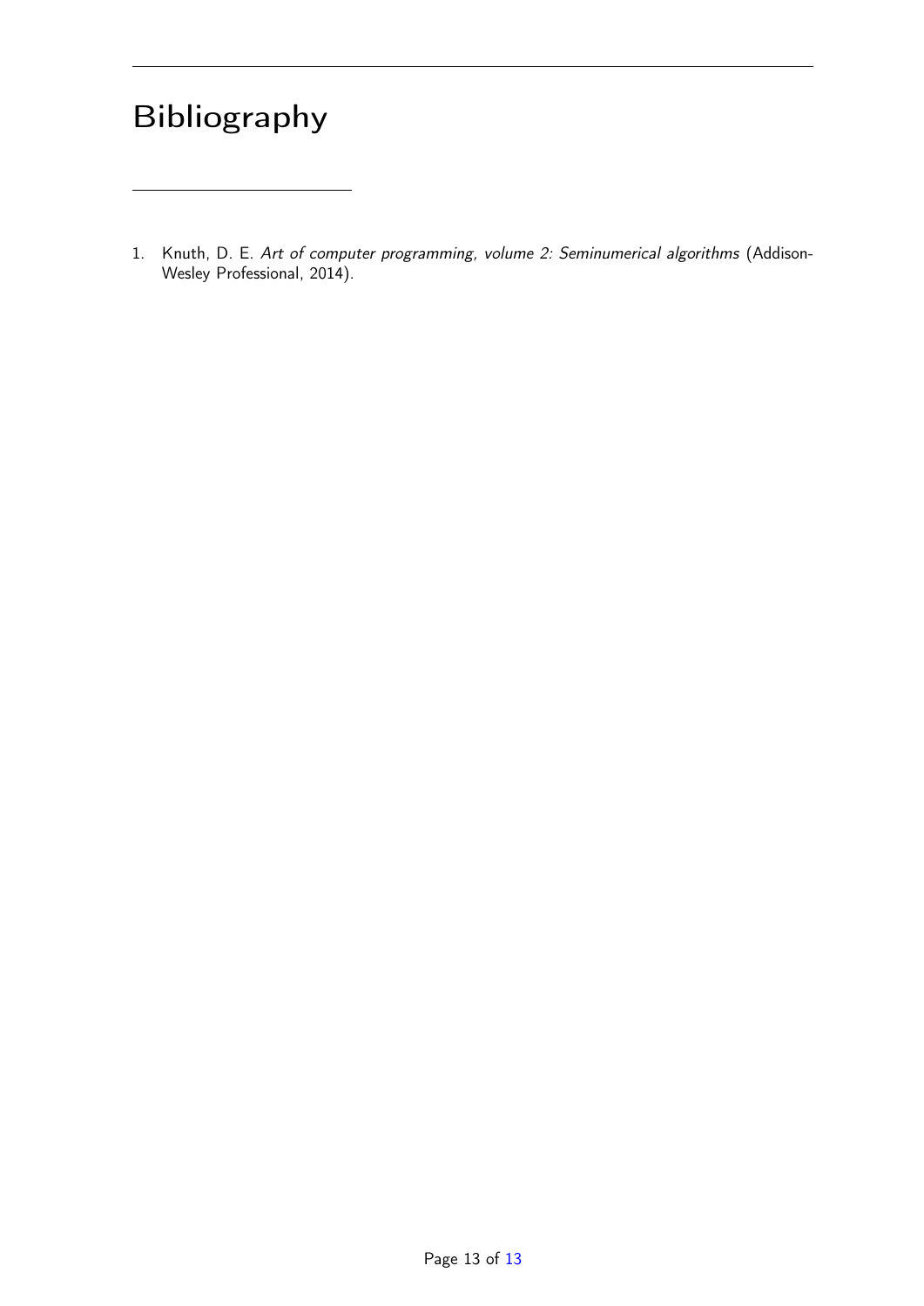# Bibliography

1. Knuth, D. E. *Art of computer programming, volume 2: Seminumerical algorithms* (Addison-Wesley Professional, 2014).